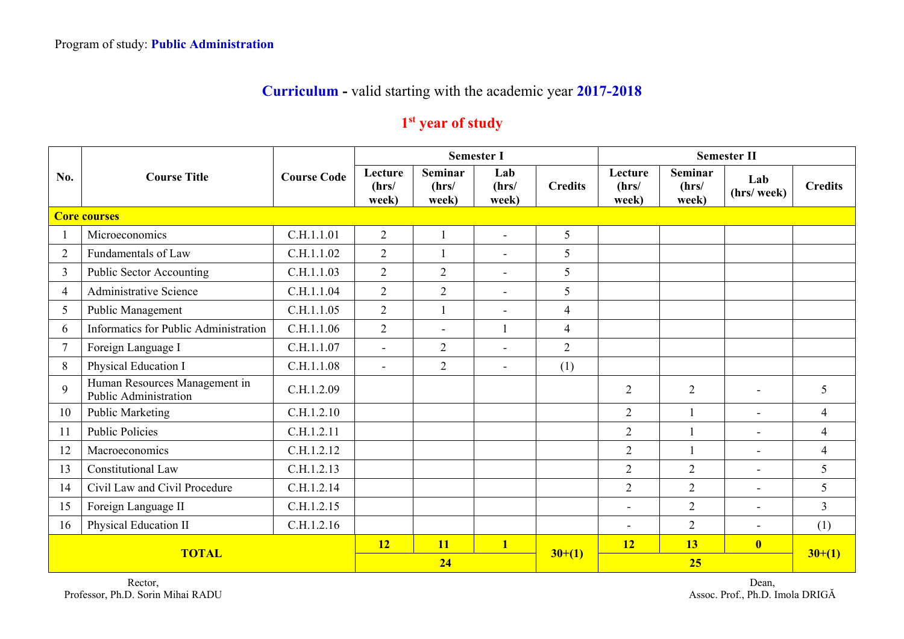Program of study: **Public Administration**

## **Curriculum** - valid starting with the academic year **2017-2018**

### 1st year of study

| No. | Course Title | Course Code | Semester I | | | | Semester II | | | |
|---|---|---|---|---|---|---|---|---|---|---|
| | | | Lecture (hrs/ week) | Seminar (hrs/ week) | Lab (hrs/ week) | Credits | Lecture (hrs/ week) | Seminar (hrs/ week) | Lab (hrs/ week) | Credits |
| **Core courses** | | | | | | | | | | |
| 1 | Microeconomics | C.H.1.1.01 | 2 | 1 | - | 5 | | | | |
| 2 | Fundamentals of Law | C.H.1.1.02 | 2 | 1 | - | 5 | | | | |
| 3 | Public Sector Accounting | C.H.1.1.03 | 2 | 2 | - | 5 | | | | |
| 4 | Administrative Science | C.H.1.1.04 | 2 | 2 | - | 5 | | | | |
| 5 | Public Management | C.H.1.1.05 | 2 | 1 | - | 4 | | | | |
| 6 | Informatics for Public Administration | C.H.1.1.06 | 2 | - | 1 | 4 | | | | |
| 7 | Foreign Language I | C.H.1.1.07 | - | 2 | - | 2 | | | | |
| 8 | Physical Education I | C.H.1.1.08 | - | 2 | - | (1) | | | | |
| 9 | Human Resources Management in Public Administration | C.H.1.2.09 | | | | | 2 | 2 | - | 5 |
| 10 | Public Marketing | C.H.1.2.10 | | | | | 2 | 1 | - | 4 |
| 11 | Public Policies | C.H.1.2.11 | | | | | 2 | 1 | - | 4 |
| 12 | Macroeconomics | C.H.1.2.12 | | | | | 2 | 1 | - | 4 |
| 13 | Constitutional Law | C.H.1.2.13 | | | | | 2 | 2 | - | 5 |
| 14 | Civil Law and Civil Procedure | C.H.1.2.14 | | | | | 2 | 2 | - | 5 |
| 15 | Foreign Language II | C.H.1.2.15 | | | | | - | 2 | - | 3 |
| 16 | Physical Education II | C.H.1.2.16 | | | | | - | 2 | - | (1) |
| **TOTAL** | | | **12** | **11** | **1** | **30+(1)** | **12** | **13** | **0** | **30+(1)** |
| | | | **24** | | | | **25** | | | |

Rector,
Professor, Ph.D. Sorin Mihai RADU

Dean,
Assoc. Prof., Ph.D. Imola DRIGĂ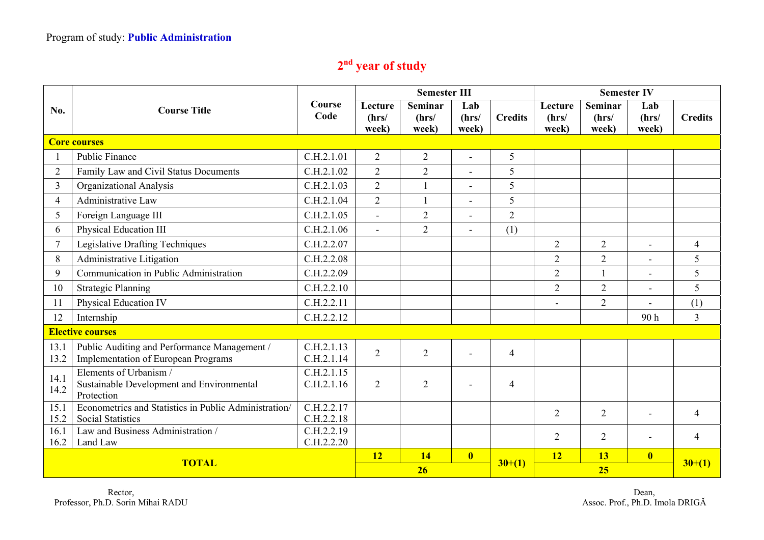Program of study: **Public Administration**

## 2nd year of study

| No. | Course Title | Course Code | Semester III | | | | Semester IV | | | |
|---|---|---|---|---|---|---|---|---|---|---|
| | | | Lecture (hrs/ week) | Seminar (hrs/ week) | Lab (hrs/ week) | Credits | Lecture (hrs/ week) | Seminar (hrs/ week) | Lab (hrs/ week) | Credits |
| **Core courses** | | | | | | | | | | |
| 1 | Public Finance | C.H.2.1.01 | 2 | 2 | - | 5 | | | | |
| 2 | Family Law and Civil Status Documents | C.H.2.1.02 | 2 | 2 | - | 5 | | | | |
| 3 | Organizational Analysis | C.H.2.1.03 | 2 | 1 | - | 5 | | | | |
| 4 | Administrative Law | C.H.2.1.04 | 2 | 1 | - | 5 | | | | |
| 5 | Foreign Language III | C.H.2.1.05 | - | 2 | - | 2 | | | | |
| 6 | Physical Education III | C.H.2.1.06 | - | 2 | - | (1) | | | | |
| 7 | Legislative Drafting Techniques | C.H.2.2.07 | | | | | 2 | 2 | - | 4 |
| 8 | Administrative Litigation | C.H.2.2.08 | | | | | 2 | 2 | - | 5 |
| 9 | Communication in Public Administration | C.H.2.2.09 | | | | | 2 | 1 | - | 5 |
| 10 | Strategic Planning | C.H.2.2.10 | | | | | 2 | 2 | - | 5 |
| 11 | Physical Education IV | C.H.2.2.11 | | | | | - | 2 | - | (1) |
| 12 | Internship | C.H.2.2.12 | | | | | | | 90 h | 3 |
| **Elective courses** | | | | | | | | | | |
| 13.1<br>13.2 | Public Auditing and Performance Management /<br>Implementation of European Programs | C.H.2.1.13<br>C.H.2.1.14 | 2 | 2 | - | 4 | | | | |
| 14.1<br>14.2 | Elements of Urbanism /<br>Sustainable Development and Environmental Protection | C.H.2.1.15<br>C.H.2.1.16 | 2 | 2 | - | 4 | | | | |
| 15.1<br>15.2 | Econometrics and Statistics in Public Administration/<br>Social Statistics | C.H.2.2.17<br>C.H.2.2.18 | | | | | 2 | 2 | - | 4 |
| 16.1<br>16.2 | Law and Business Administration /<br>Land Law | C.H.2.2.19<br>C.H.2.2.20 | | | | | 2 | 2 | - | 4 |
| **TOTAL** | | | **12** | **14** | **0** | **30+(1)** | **12** | **13** | **0** | **30+(1)** |
| | | | **26** | | | | **25** | | | |

Rector,
Professor, Ph.D. Sorin Mihai RADU

Dean,
Assoc. Prof., Ph.D. Imola DRIGĂ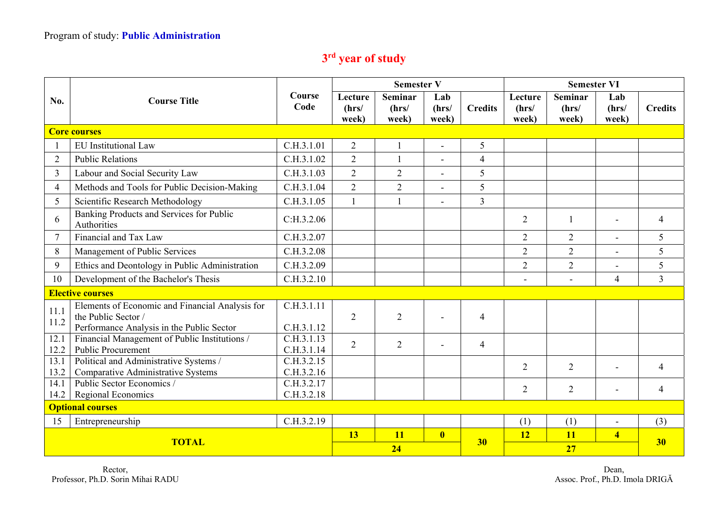Program of study: **Public Administration**

## 3rd year of study

| No. | Course Title | Course Code | Semester V | | | | Semester VI | | | |
|---|---|---|---|---|---|---|---|---|---|---|
| | | | Lecture (hrs/ week) | Seminar (hrs/ week) | Lab (hrs/ week) | Credits | Lecture (hrs/ week) | Seminar (hrs/ week) | Lab (hrs/ week) | Credits |
| **Core courses** | | | | | | | | | | |
| 1 | EU Institutional Law | C.H.3.1.01 | 2 | 1 | - | 5 | | | | |
| 2 | Public Relations | C.H.3.1.02 | 2 | 1 | - | 4 | | | | |
| 3 | Labour and Social Security Law | C.H.3.1.03 | 2 | 2 | - | 5 | | | | |
| 4 | Methods and Tools for Public Decision-Making | C.H.3.1.04 | 2 | 2 | - | 5 | | | | |
| 5 | Scientific Research Methodology | C.H.3.1.05 | 1 | 1 | - | 3 | | | | |
| 6 | Banking Products and Services for Public Authorities | C:H.3.2.06 | | | | | 2 | 1 | - | 4 |
| 7 | Financial and Tax Law | C.H.3.2.07 | | | | | 2 | 2 | - | 5 |
| 8 | Management of Public Services | C.H.3.2.08 | | | | | 2 | 2 | - | 5 |
| 9 | Ethics and Deontology in Public Administration | C.H.3.2.09 | | | | | 2 | 2 | - | 5 |
| 10 | Development of the Bachelor's Thesis | C.H.3.2.10 | | | | | - | - | 4 | 3 |
| **Elective courses** | | | | | | | | | | |
| 11.1<br>11.2 | Elements of Economic and Financial Analysis for the Public Sector /<br>Performance Analysis in the Public Sector | C.H.3.1.11<br>C.H.3.1.12 | 2 | 2 | - | 4 | | | | |
| 12.1<br>12.2 | Financial Management of Public Institutions /<br>Public Procurement | C.H.3.1.13<br>C.H.3.1.14 | 2 | 2 | - | 4 | | | | |
| 13.1<br>13.2 | Political and Administrative Systems /<br>Comparative Administrative Systems | C.H.3.2.15<br>C.H.3.2.16 | | | | | 2 | 2 | - | 4 |
| 14.1<br>14.2 | Public Sector Economics /<br>Regional Economics | C.H.3.2.17<br>C.H.3.2.18 | | | | | 2 | 2 | - | 4 |
| **Optional courses** | | | | | | | | | | |
| 15 | Entrepreneurship | C.H.3.2.19 | | | | | (1) | (1) | - | (3) |
| **TOTAL** | | | **13** | **11** | **0** | **30** | **12** | **11** | **4** | **30** |
| | | | **24** | | | | **27** | | | |

Rector,
Professor, Ph.D. Sorin Mihai RADU

Dean,
Assoc. Prof., Ph.D. Imola DRIGĂ